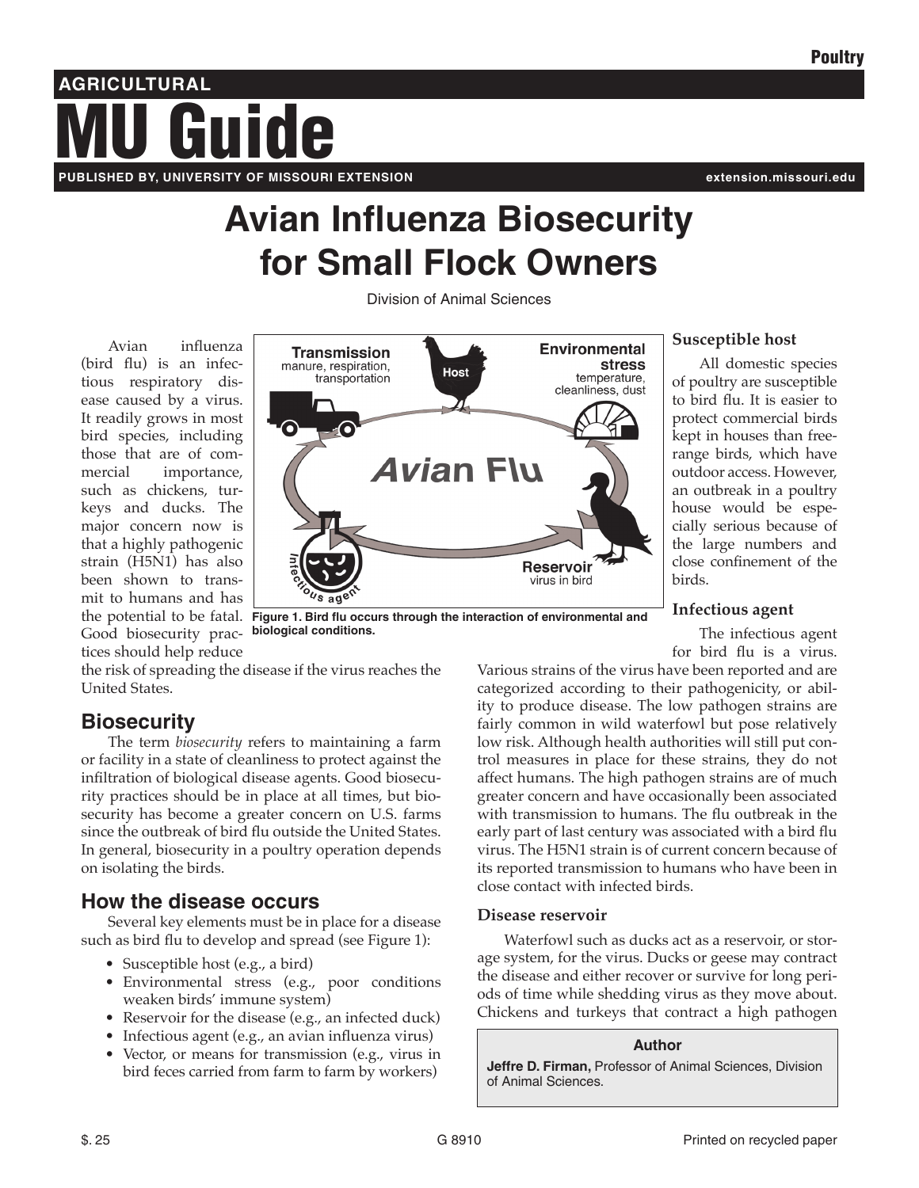# Avian Influenza Biosecurity for Small Flock Owners

Division of Animal Sciences

Avian influenza (bird flu) is an infectious respiratory disease caused by a virus. It readily grows in most bird species, including those that are of commercial importance, such as chickens, turkeys and ducks. The major concern now is that a highly pathogenic strain (H5N1) has also been shown to transmit to humans and has the potential to be fatal. Good biosecurity practices should help reduce the risk of spreading the disease if the virus reaches the United States.

Figure 1. Bird flu occurs through the interaction of environmental and biological conditions.

## Biosecurity

The term *biosecurity* refers to maintaining a farm or facility in a state of cleanliness to protect against the infiltration of biological disease agents. Good biosecurity practices should be in place at all times, but biosecurity has become a greater concern on U.S. farms since the outbreak of bird flu outside the United States. In general, biosecurity in a poultry operation depends on isolating the birds.

## How the disease occurs

Several key elements must be in place for a disease such as bird flu to develop and spread (see Figure 1):

- Susceptible host (e.g., a bird)
- Environmental stress (e.g., poor conditions weaken birds' immune system)
- Reservoir for the disease (e.g., an infected duck)
- Infectious agent (e.g., an avian influenza virus)
- Vector, or means for transmission (e.g., virus in bird feces carried from farm to farm by workers)

### Susceptible host

All domestic species of poultry are susceptible to bird flu. It is easier to protect commercial birds kept in houses than free-range birds, which have outdoor access. However, an outbreak in a poultry house would be especially serious because of the large numbers and close confinement of the birds.

### Infectious agent

The infectious agent for bird flu is a virus. Various strains of the virus have been reported and are categorized according to their pathogenicity, or ability to produce disease. The low pathogen strains are fairly common in wild waterfowl but pose relatively low risk. Although health authorities will still put control measures in place for these strains, they do not affect humans. The high pathogen strains are of much greater concern and have occasionally been associated with transmission to humans. The flu outbreak in the early part of last century was associated with a bird flu virus. The H5N1 strain is of current concern because of its reported transmission to humans who have been in close contact with infected birds.

### Disease reservoir

Waterfowl such as ducks act as a reservoir, or storage system, for the virus. Ducks or geese may contract the disease and either recover or survive for long periods of time while shedding virus as they move about. Chickens and turkeys that contract a high pathogen

**Author**

**Jeffre D. Firman,** Professor of Animal Sciences, Division of Animal Sciences.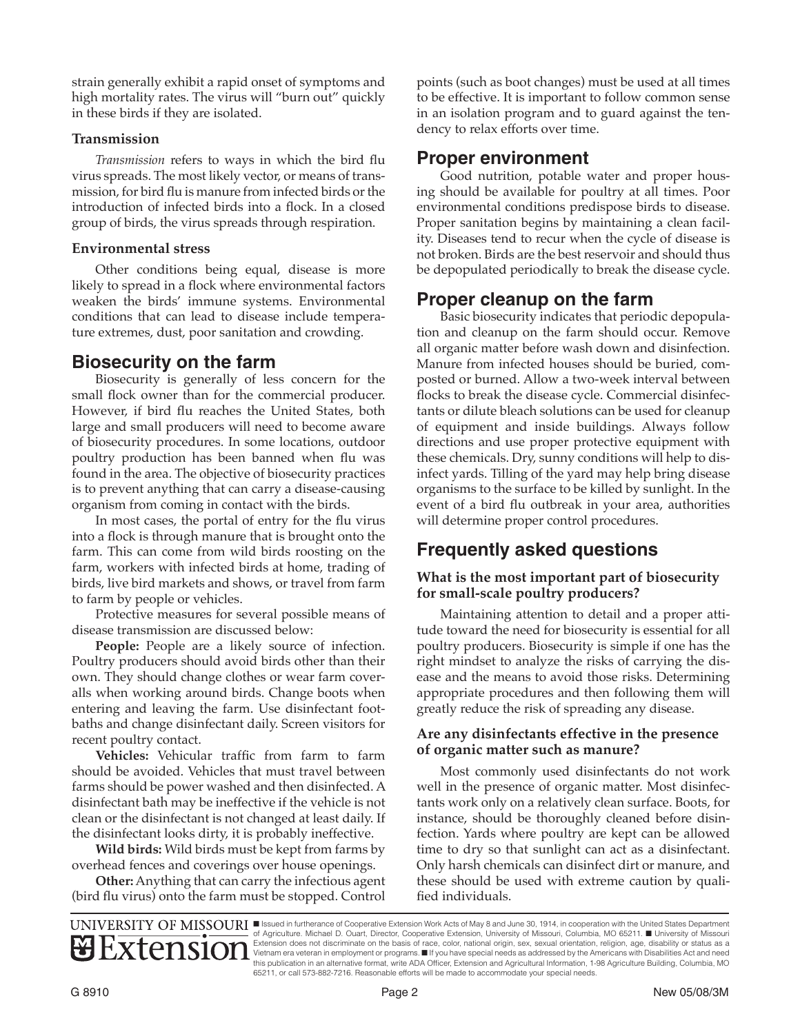strain generally exhibit a rapid onset of symptoms and high mortality rates. The virus will "burn out" quickly in these birds if they are isolated.

### Transmission

*Transmission* refers to ways in which the bird flu virus spreads. The most likely vector, or means of transmission, for bird flu is manure from infected birds or the introduction of infected birds into a flock. In a closed group of birds, the virus spreads through respiration.

### Environmental stress

Other conditions being equal, disease is more likely to spread in a flock where environmental factors weaken the birds' immune systems. Environmental conditions that can lead to disease include temperature extremes, dust, poor sanitation and crowding.

## Biosecurity on the farm

Biosecurity is generally of less concern for the small flock owner than for the commercial producer. However, if bird flu reaches the United States, both large and small producers will need to become aware of biosecurity procedures. In some locations, outdoor poultry production has been banned when flu was found in the area. The objective of biosecurity practices is to prevent anything that can carry a disease-causing organism from coming in contact with the birds.

In most cases, the portal of entry for the flu virus into a flock is through manure that is brought onto the farm. This can come from wild birds roosting on the farm, workers with infected birds at home, trading of birds, live bird markets and shows, or travel from farm to farm by people or vehicles.

Protective measures for several possible means of disease transmission are discussed below:

**People:** People are a likely source of infection. Poultry producers should avoid birds other than their own. They should change clothes or wear farm coveralls when working around birds. Change boots when entering and leaving the farm. Use disinfectant footbaths and change disinfectant daily. Screen visitors for recent poultry contact.

**Vehicles:** Vehicular traffic from farm to farm should be avoided. Vehicles that must travel between farms should be power washed and then disinfected. A disinfectant bath may be ineffective if the vehicle is not clean or the disinfectant is not changed at least daily. If the disinfectant looks dirty, it is probably ineffective.

**Wild birds:** Wild birds must be kept from farms by overhead fences and coverings over house openings.

**Other:** Anything that can carry the infectious agent (bird flu virus) onto the farm must be stopped. Control points (such as boot changes) must be used at all times to be effective. It is important to follow common sense in an isolation program and to guard against the tendency to relax efforts over time.

## Proper environment

Good nutrition, potable water and proper housing should be available for poultry at all times. Poor environmental conditions predispose birds to disease. Proper sanitation begins by maintaining a clean facility. Diseases tend to recur when the cycle of disease is not broken. Birds are the best reservoir and should thus be depopulated periodically to break the disease cycle.

## Proper cleanup on the farm

Basic biosecurity indicates that periodic depopulation and cleanup on the farm should occur. Remove all organic matter before wash down and disinfection. Manure from infected houses should be buried, composted or burned. Allow a two-week interval between flocks to break the disease cycle. Commercial disinfectants or dilute bleach solutions can be used for cleanup of equipment and inside buildings. Always follow directions and use proper protective equipment with these chemicals. Dry, sunny conditions will help to disinfect yards. Tilling of the yard may help bring disease organisms to the surface to be killed by sunlight. In the event of a bird flu outbreak in your area, authorities will determine proper control procedures.

## Frequently asked questions

### What is the most important part of biosecurity for small-scale poultry producers?

Maintaining attention to detail and a proper attitude toward the need for biosecurity is essential for all poultry producers. Biosecurity is simple if one has the right mindset to analyze the risks of carrying the disease and the means to avoid those risks. Determining appropriate procedures and then following them will greatly reduce the risk of spreading any disease.

### Are any disinfectants effective in the presence of organic matter such as manure?

Most commonly used disinfectants do not work well in the presence of organic matter. Most disinfectants work only on a relatively clean surface. Boots, for instance, should be thoroughly cleaned before disinfection. Yards where poultry are kept can be allowed time to dry so that sunlight can act as a disinfectant. Only harsh chemicals can disinfect dirt or manure, and these should be used with extreme caution by qualified individuals.

UNIVERSITY OF MISSOURI Extension

■ Issued in furtherance of Cooperative Extension Work Acts of May 8 and June 30, 1914, in cooperation with the United States Department of Agriculture. Michael D. Ouart, Director, Cooperative Extension, University of Missouri, Columbia, MO 65211. ■ University of Missouri Extension does not discriminate on the basis of race, color, national origin, sex, sexual orientation, religion, age, disability or status as a Vietnam era veteran in employment or programs. ■ If you have special needs as addressed by the Americans with Disabilities Act and need this publication in an alternative format, write ADA Officer, Extension and Agricultural Information, 1-98 Agriculture Building, Columbia, MO 65211, or call 573-882-7216. Reasonable efforts will be made to accommodate your special needs.

G 8910 New 05/08/3M